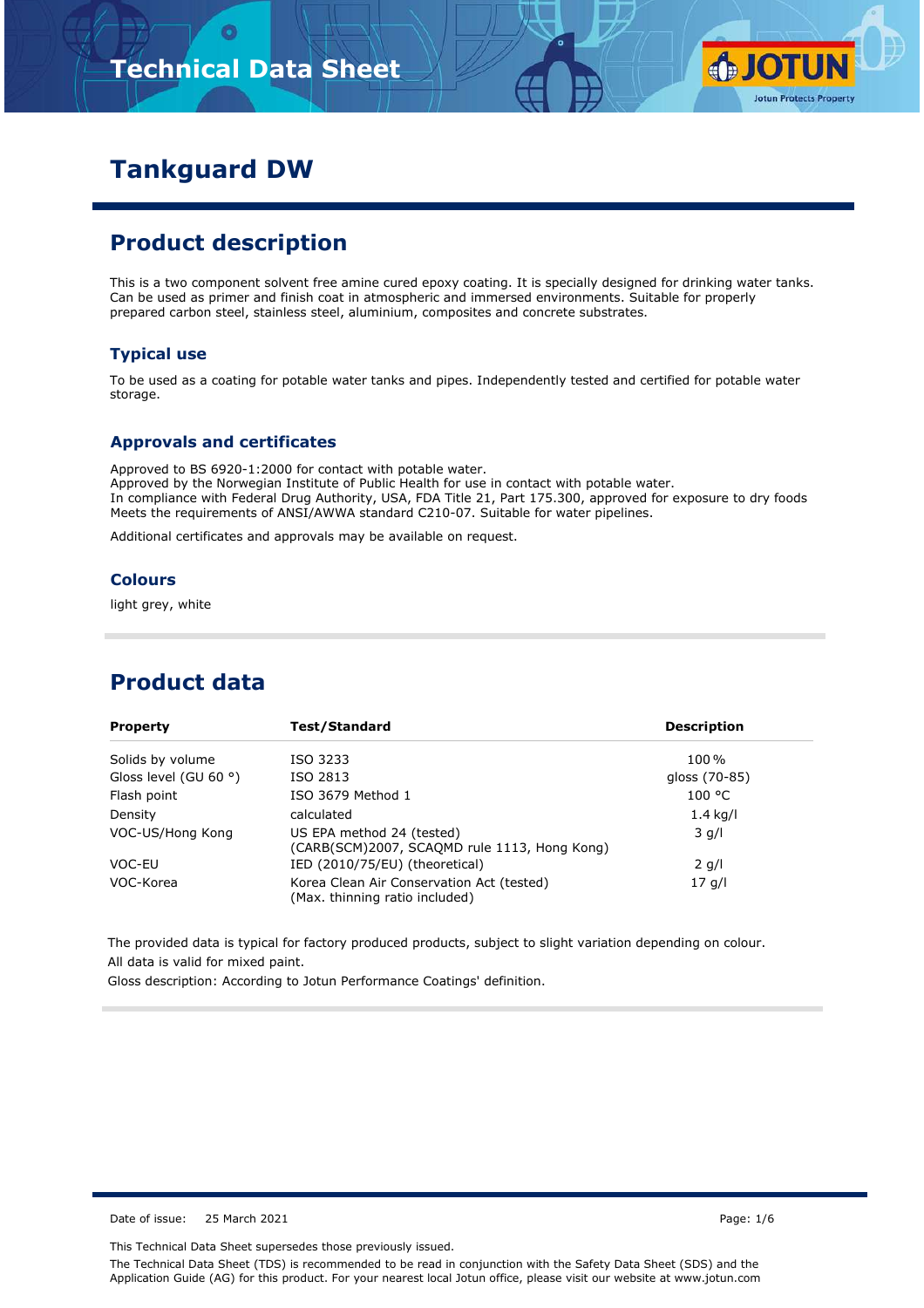# Tankguard DW

## Product description

This is a two component solvent free amine cured epoxy coating. It is specially designed for drinking water tanks. Can be used as primer and finish coat in atmospheric and immersed environments. Suitable for properly prepared carbon steel, stainless steel, aluminium, composites and concrete substrates.

### Typical use

To be used as a coating for potable water tanks and pipes. Independently tested and certified for potable water storage.

### Approvals and certificates

Approved to BS 6920-1:2000 for contact with potable water.
Approved by the Norwegian Institute of Public Health for use in contact with potable water.
In compliance with Federal Drug Authority, USA, FDA Title 21, Part 175.300, approved for exposure to dry foods
Meets the requirements of ANSI/AWWA standard C210-07. Suitable for water pipelines.

Additional certificates and approvals may be available on request.

### Colours

light grey, white

## Product data

| Property | Test/Standard | Description |
|---|---|---|
| Solids by volume | ISO 3233 | 100 % |
| Gloss level (GU 60 °) | ISO 2813 | gloss (70-85) |
| Flash point | ISO 3679 Method 1 | 100 °C |
| Density | calculated | 1.4 kg/l |
| VOC-US/Hong Kong | US EPA method 24 (tested) (CARB(SCM)2007, SCAQMD rule 1113, Hong Kong) | 3 g/l |
| VOC-EU | IED (2010/75/EU) (theoretical) | 2 g/l |
| VOC-Korea | Korea Clean Air Conservation Act (tested) (Max. thinning ratio included) | 17 g/l |

The provided data is typical for factory produced products, subject to slight variation depending on colour.
All data is valid for mixed paint.
Gloss description: According to Jotun Performance Coatings' definition.

Date of issue: 25 March 2021

This Technical Data Sheet supersedes those previously issued.

The Technical Data Sheet (TDS) is recommended to be read in conjunction with the Safety Data Sheet (SDS) and the Application Guide (AG) for this product. For your nearest local Jotun office, please visit our website at www.jotun.com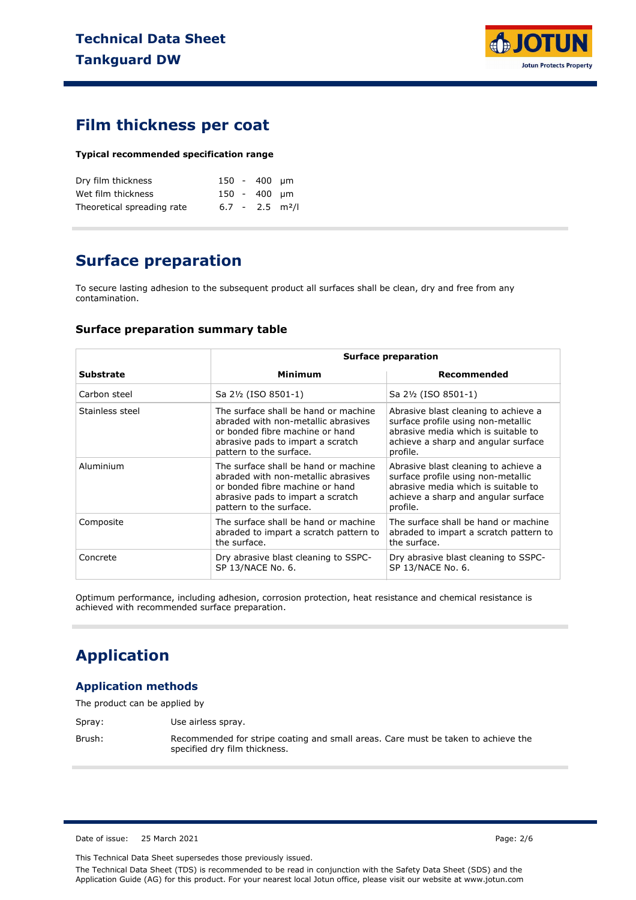# Film thickness per coat

**Typical recommended specification range**

| | | | | |
|---|---|---|---|---|
| Dry film thickness | 150 | - | 400 | μm |
| Wet film thickness | 150 | - | 400 | μm |
| Theoretical spreading rate | 6.7 | - | 2.5 | m²/l |

# Surface preparation

To secure lasting adhesion to the subsequent product all surfaces shall be clean, dry and free from any contamination.

### Surface preparation summary table

| | Surface preparation | |
|---|---|---|
| **Substrate** | **Minimum** | **Recommended** |
| Carbon steel | Sa 2½ (ISO 8501-1) | Sa 2½ (ISO 8501-1) |
| Stainless steel | The surface shall be hand or machine abraded with non-metallic abrasives or bonded fibre machine or hand abrasive pads to impart a scratch pattern to the surface. | Abrasive blast cleaning to achieve a surface profile using non-metallic abrasive media which is suitable to achieve a sharp and angular surface profile. |
| Aluminium | The surface shall be hand or machine abraded with non-metallic abrasives or bonded fibre machine or hand abrasive pads to impart a scratch pattern to the surface. | Abrasive blast cleaning to achieve a surface profile using non-metallic abrasive media which is suitable to achieve a sharp and angular surface profile. |
| Composite | The surface shall be hand or machine abraded to impart a scratch pattern to the surface. | The surface shall be hand or machine abraded to impart a scratch pattern to the surface. |
| Concrete | Dry abrasive blast cleaning to SSPC-SP 13/NACE No. 6. | Dry abrasive blast cleaning to SSPC-SP 13/NACE No. 6. |

Optimum performance, including adhesion, corrosion protection, heat resistance and chemical resistance is achieved with recommended surface preparation.

# Application

## Application methods

The product can be applied by

Spray: Use airless spray.

Brush: Recommended for stripe coating and small areas. Care must be taken to achieve the specified dry film thickness.

Date of issue: 25 March 2021

This Technical Data Sheet supersedes those previously issued.

The Technical Data Sheet (TDS) is recommended to be read in conjunction with the Safety Data Sheet (SDS) and the Application Guide (AG) for this product. For your nearest local Jotun office, please visit our website at www.jotun.com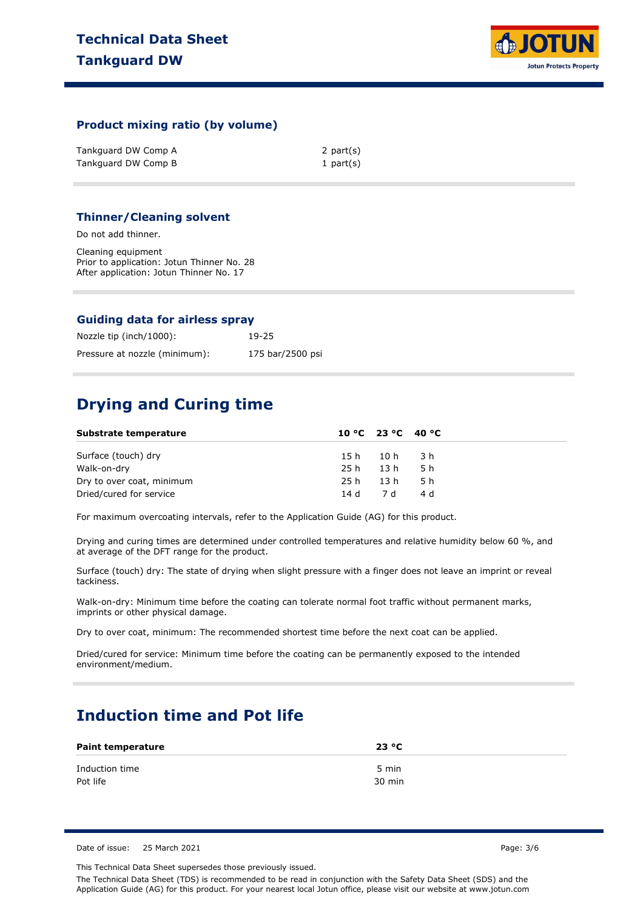### Product mixing ratio (by volume)

| | |
|---|---|
| Tankguard DW Comp A | 2 part(s) |
| Tankguard DW Comp B | 1 part(s) |

### Thinner/Cleaning solvent

Do not add thinner.

Cleaning equipment
Prior to application: Jotun Thinner No. 28
After application: Jotun Thinner No. 17

### Guiding data for airless spray

| | |
|---|---|
| Nozzle tip (inch/1000): | 19-25 |
| Pressure at nozzle (minimum): | 175 bar/2500 psi |

## Drying and Curing time

| Substrate temperature | 10 °C | 23 °C | 40 °C |
|---|---|---|---|
| Surface (touch) dry | 15 h | 10 h | 3 h |
| Walk-on-dry | 25 h | 13 h | 5 h |
| Dry to over coat, minimum | 25 h | 13 h | 5 h |
| Dried/cured for service | 14 d | 7 d | 4 d |

For maximum overcoating intervals, refer to the Application Guide (AG) for this product.

Drying and curing times are determined under controlled temperatures and relative humidity below 60 %, and at average of the DFT range for the product.

Surface (touch) dry: The state of drying when slight pressure with a finger does not leave an imprint or reveal tackiness.

Walk-on-dry: Minimum time before the coating can tolerate normal foot traffic without permanent marks, imprints or other physical damage.

Dry to over coat, minimum: The recommended shortest time before the next coat can be applied.

Dried/cured for service: Minimum time before the coating can be permanently exposed to the intended environment/medium.

## Induction time and Pot life

| Paint temperature | 23 °C |
|---|---|
| Induction time | 5 min |
| Pot life | 30 min |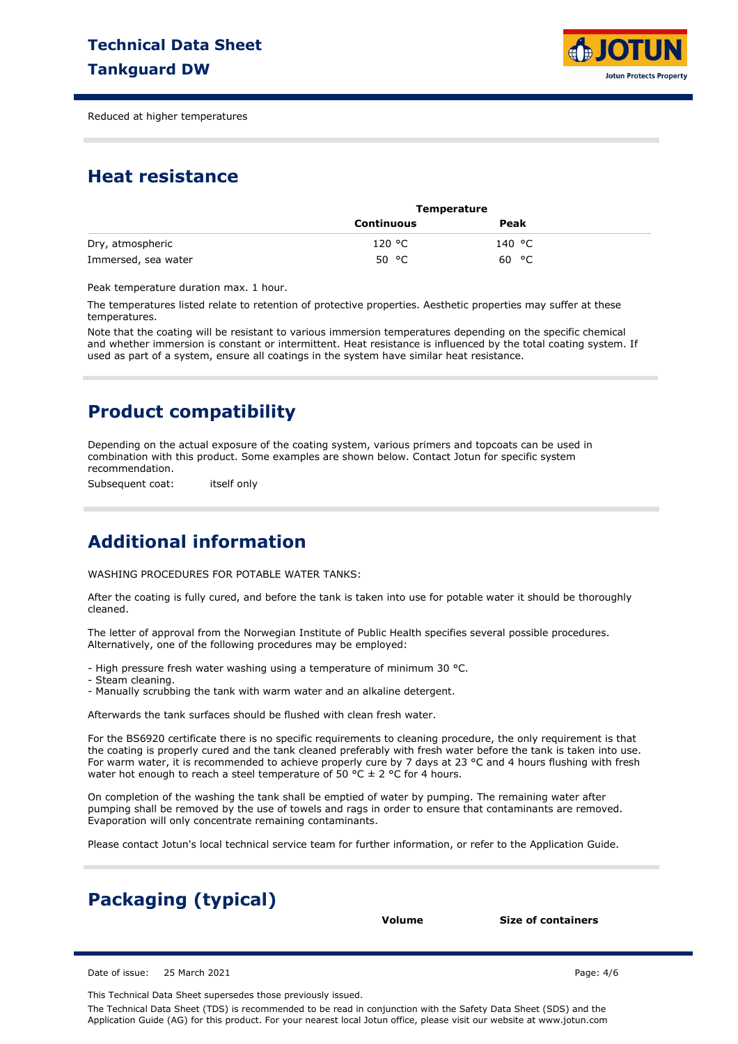Reduced at higher temperatures

## Heat resistance

| | Temperature | |
|---|---|---|
| | Continuous | Peak |
| Dry, atmospheric | 120 °C | 140 °C |
| Immersed, sea water | 50 °C | 60 °C |

Peak temperature duration max. 1 hour.

The temperatures listed relate to retention of protective properties. Aesthetic properties may suffer at these temperatures.

Note that the coating will be resistant to various immersion temperatures depending on the specific chemical and whether immersion is constant or intermittent. Heat resistance is influenced by the total coating system. If used as part of a system, ensure all coatings in the system have similar heat resistance.

## Product compatibility

Depending on the actual exposure of the coating system, various primers and topcoats can be used in combination with this product. Some examples are shown below. Contact Jotun for specific system recommendation.

Subsequent coat: itself only

## Additional information

WASHING PROCEDURES FOR POTABLE WATER TANKS:

After the coating is fully cured, and before the tank is taken into use for potable water it should be thoroughly cleaned.

The letter of approval from the Norwegian Institute of Public Health specifies several possible procedures. Alternatively, one of the following procedures may be employed:

- High pressure fresh water washing using a temperature of minimum 30 °C.
- Steam cleaning.
- Manually scrubbing the tank with warm water and an alkaline detergent.

Afterwards the tank surfaces should be flushed with clean fresh water.

For the BS6920 certificate there is no specific requirements to cleaning procedure, the only requirement is that the coating is properly cured and the tank cleaned preferably with fresh water before the tank is taken into use. For warm water, it is recommended to achieve properly cure by 7 days at 23 °C and 4 hours flushing with fresh water hot enough to reach a steel temperature of 50 °C ± 2 °C for 4 hours.

On completion of the washing the tank shall be emptied of water by pumping. The remaining water after pumping shall be removed by the use of towels and rags in order to ensure that contaminants are removed. Evaporation will only concentrate remaining contaminants.

Please contact Jotun's local technical service team for further information, or refer to the Application Guide.

## Packaging (typical)

| | Volume | Size of containers |
|---|---|---|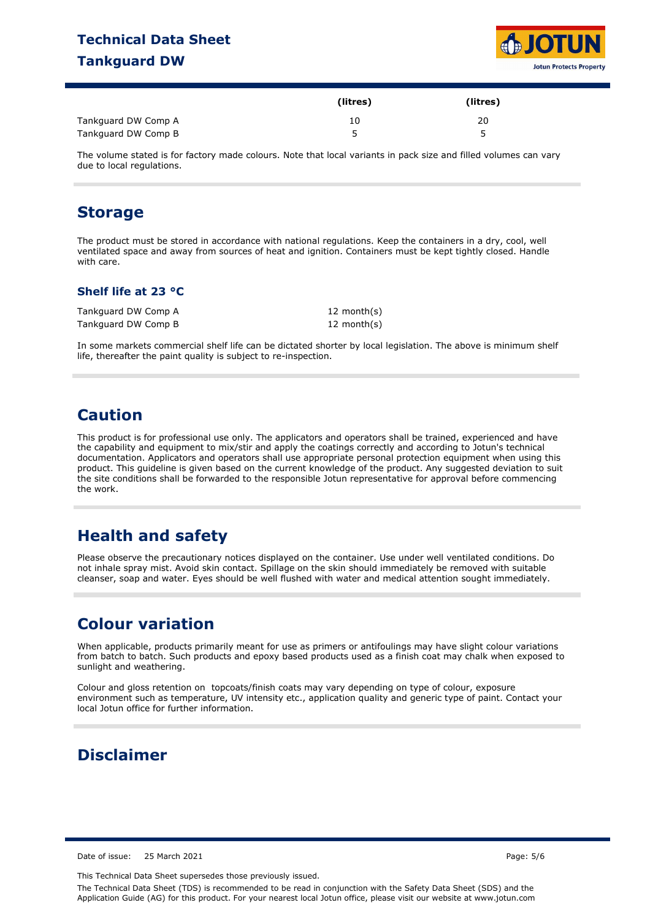| | (litres) | (litres) |
|---|---|---|
| Tankguard DW Comp A | 10 | 20 |
| Tankguard DW Comp B | 5 | 5 |

The volume stated is for factory made colours. Note that local variants in pack size and filled volumes can vary due to local regulations.

## Storage

The product must be stored in accordance with national regulations. Keep the containers in a dry, cool, well ventilated space and away from sources of heat and ignition. Containers must be kept tightly closed. Handle with care.

### Shelf life at 23 °C

| | |
|---|---|
| Tankguard DW Comp A | 12 month(s) |
| Tankguard DW Comp B | 12 month(s) |

In some markets commercial shelf life can be dictated shorter by local legislation. The above is minimum shelf life, thereafter the paint quality is subject to re-inspection.

## Caution

This product is for professional use only. The applicators and operators shall be trained, experienced and have the capability and equipment to mix/stir and apply the coatings correctly and according to Jotun's technical documentation. Applicators and operators shall use appropriate personal protection equipment when using this product. This guideline is given based on the current knowledge of the product. Any suggested deviation to suit the site conditions shall be forwarded to the responsible Jotun representative for approval before commencing the work.

## Health and safety

Please observe the precautionary notices displayed on the container. Use under well ventilated conditions. Do not inhale spray mist. Avoid skin contact. Spillage on the skin should immediately be removed with suitable cleanser, soap and water. Eyes should be well flushed with water and medical attention sought immediately.

## Colour variation

When applicable, products primarily meant for use as primers or antifoulings may have slight colour variations from batch to batch. Such products and epoxy based products used as a finish coat may chalk when exposed to sunlight and weathering.

Colour and gloss retention on topcoats/finish coats may vary depending on type of colour, exposure environment such as temperature, UV intensity etc., application quality and generic type of paint. Contact your local Jotun office for further information.

## Disclaimer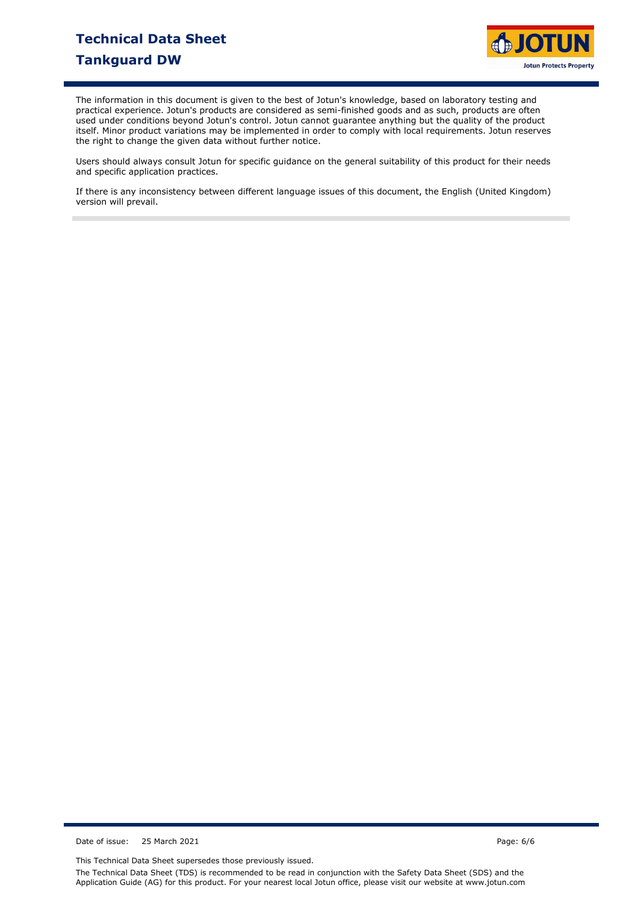The information in this document is given to the best of Jotun's knowledge, based on laboratory testing and practical experience. Jotun's products are considered as semi-finished goods and as such, products are often used under conditions beyond Jotun's control. Jotun cannot guarantee anything but the quality of the product itself. Minor product variations may be implemented in order to comply with local requirements. Jotun reserves the right to change the given data without further notice.

Users should always consult Jotun for specific guidance on the general suitability of this product for their needs and specific application practices.

If there is any inconsistency between different language issues of this document, the English (United Kingdom) version will prevail.